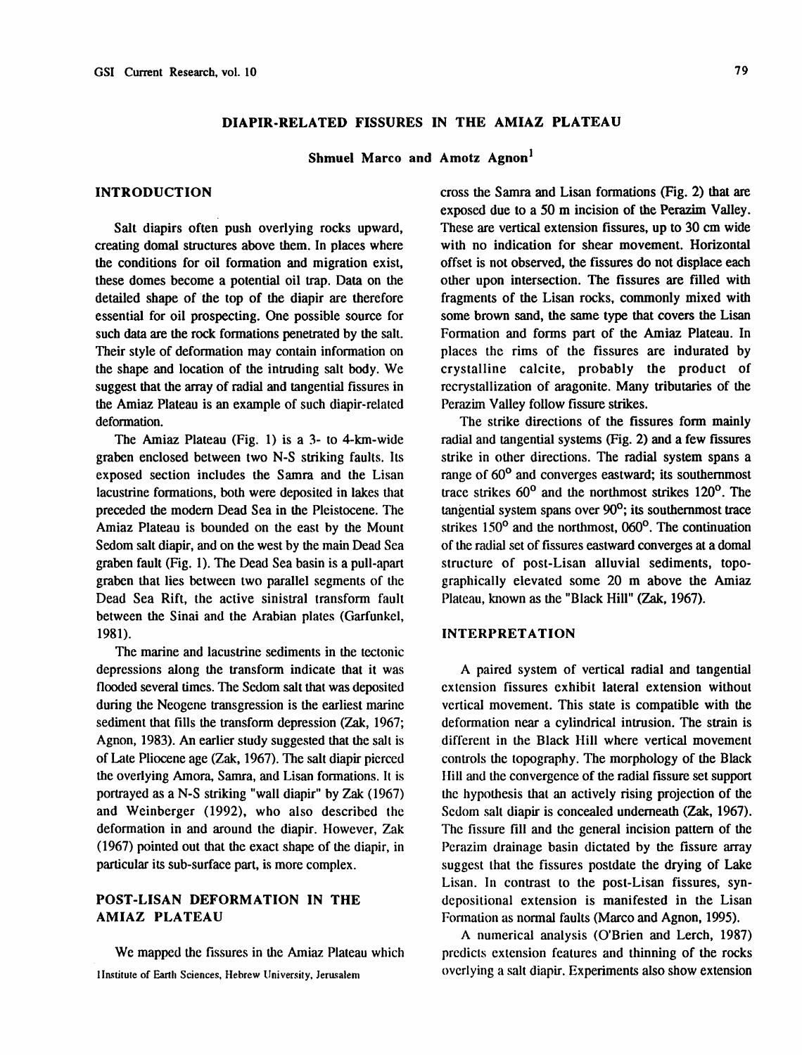# DIAPIR-RELATED FISSURES IN THE AMIAZ PLATEAU

**Shmuel Marco and Amotz Agnon**[1]

## INTRODUCTION

Salt diapirs often push overlying rocks upward, creating domal structures above them. In places where the conditions for oil formation and migration exist, these domes become a potential oil trap. Data on the detailed shape of the top of the diapir are therefore essential for oil prospecting. One possible source for such data are the rock formations penetrated by the salt. Their style of deformation may contain information on the shape and location of the intruding salt body. We suggest that the array of radial and tangential fissures in the Amiaz Plateau is an example of such diapir-related deformation.

The Amiaz Plateau (Fig. 1) is a 3- to 4-km-wide graben enclosed between two N-S striking faults. Its exposed section includes the Samra and the Lisan lacustrine formations, both were deposited in lakes that preceded the modern Dead Sea in the Pleistocene. The Amiaz Plateau is bounded on the east by the Mount Sedom salt diapir, and on the west by the main Dead Sea graben fault (Fig. 1). The Dead Sea basin is a pull-apart graben that lies between two parallel segments of the Dead Sea Rift, the active sinistral transform fault between the Sinai and the Arabian plates (Garfunkel, 1981).

The marine and lacustrine sediments in the tectonic depressions along the transform indicate that it was flooded several times. The Sedom salt that was deposited during the Neogene transgression is the earliest marine sediment that fills the transform depression (Zak, 1967; Agnon, 1983). An earlier study suggested that the salt is of Late Pliocene age (Zak, 1967). The salt diapir pierced the overlying Amora, Samra, and Lisan formations. It is portrayed as a N-S striking "wall diapir" by Zak (1967) and Weinberger (1992), who also described the deformation in and around the diapir. However, Zak (1967) pointed out that the exact shape of the diapir, in particular its sub-surface part, is more complex.

## POST-LISAN DEFORMATION IN THE AMIAZ PLATEAU

We mapped the fissures in the Amiaz Plateau which cross the Samra and Lisan formations (Fig. 2) that are exposed due to a 50 m incision of the Perazim Valley. These are vertical extension fissures, up to 30 cm wide with no indication for shear movement. Horizontal offset is not observed, the fissures do not displace each other upon intersection. The fissures are filled with fragments of the Lisan rocks, commonly mixed with some brown sand, the same type that covers the Lisan Formation and forms part of the Amiaz Plateau. In places the rims of the fissures are indurated by crystalline calcite, probably the product of recrystallization of aragonite. Many tributaries of the Perazim Valley follow fissure strikes.

The strike directions of the fissures form mainly radial and tangential systems (Fig. 2) and a few fissures strike in other directions. The radial system spans a range of 60° and converges eastward; its southernmost trace strikes 60° and the northmost strikes 120°. The tangential system spans over 90°; its southernmost trace strikes 150° and the northmost, 060°. The continuation of the radial set of fissures eastward converges at a domal structure of post-Lisan alluvial sediments, topographically elevated some 20 m above the Amiaz Plateau, known as the "Black Hill" (Zak, 1967).

## INTERPRETATION

A paired system of vertical radial and tangential extension fissures exhibit lateral extension without vertical movement. This state is compatible with the deformation near a cylindrical intrusion. The strain is different in the Black Hill where vertical movement controls the topography. The morphology of the Black Hill and the convergence of the radial fissure set support the hypothesis that an actively rising projection of the Sedom salt diapir is concealed underneath (Zak, 1967). The fissure fill and the general incision pattern of the Perazim drainage basin dictated by the fissure array suggest that the fissures postdate the drying of Lake Lisan. In contrast to the post-Lisan fissures, syn-depositional extension is manifested in the Lisan Formation as normal faults (Marco and Agnon, 1995).

A numerical analysis (O'Brien and Lerch, 1987) predicts extension features and thinning of the rocks overlying a salt diapir. Experiments also show extension

[1]Institute of Earth Sciences, Hebrew University, Jerusalem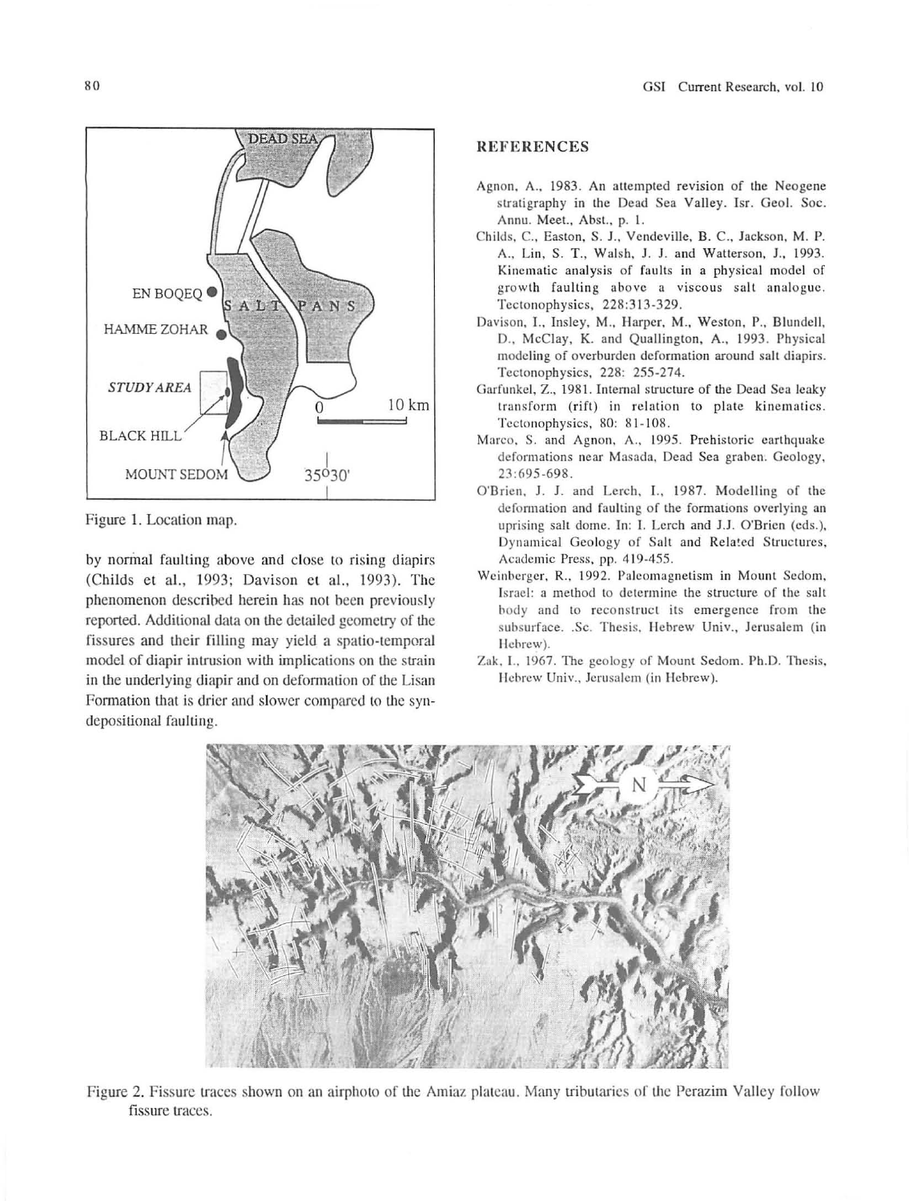DEAD SEA

EN BOQEQ

HAMME ZOHAR

SALT PANS

STUDY AREA

BLACK HILL

MOUNT SEDOM

0 10 km

35°30'

Figure 1. Location map.

by normal faulting above and close to rising diapirs (Childs et al., 1993; Davison et al., 1993). The phenomenon described herein has not been previously reported. Additional data on the detailed geometry of the fissures and their filling may yield a spatio-temporal model of diapir intrusion with implications on the strain in the underlying diapir and on deformation of the Lisan Formation that is drier and slower compared to the syn-depositional faulting.

## REFERENCES

Agnon, A., 1983. An attempted revision of the Neogene stratigraphy in the Dead Sea Valley. Isr. Geol. Soc. Annu. Meet., Abst., p. 1.

Childs, C., Easton, S. J., Vendeville, B. C., Jackson, M. P. A., Lin, S. T., Walsh, J. J. and Watterson, J., 1993. Kinematic analysis of faults in a physical model of growth faulting above a viscous salt analogue. Tectonophysics, 228:313-329.

Davison, I., Insley, M., Harper, M., Weston, P., Blundell, D., McClay, K. and Quallington, A., 1993. Physical modeling of overburden deformation around salt diapirs. Tectonophysics, 228: 255-274.

Garfunkel, Z., 1981. Internal structure of the Dead Sea leaky transform (rift) in relation to plate kinematics. Tectonophysics, 80: 81-108.

Marco, S. and Agnon, A., 1995. Prehistoric earthquake deformations near Masada, Dead Sea graben. Geology, 23:695-698.

O'Brien, J. J. and Lerch, I., 1987. Modelling of the deformation and faulting of the formations overlying an uprising salt dome. In: I. Lerch and J.J. O'Brien (eds.), Dynamical Geology of Salt and Related Structures, Academic Press, pp. 419-455.

Weinberger, R., 1992. Paleomagnetism in Mount Sedom, Israel: a method to determine the structure of the salt body and to reconstruct its emergence from the subsurface. .Sc. Thesis, Hebrew Univ., Jerusalem (in Hebrew).

Zak, I., 1967. The geology of Mount Sedom. Ph.D. Thesis, Hebrew Univ., Jerusalem (in Hebrew).

N

Figure 2. Fissure traces shown on an airphoto of the Amiaz plateau. Many tributaries of the Perazim Valley follow fissure traces.